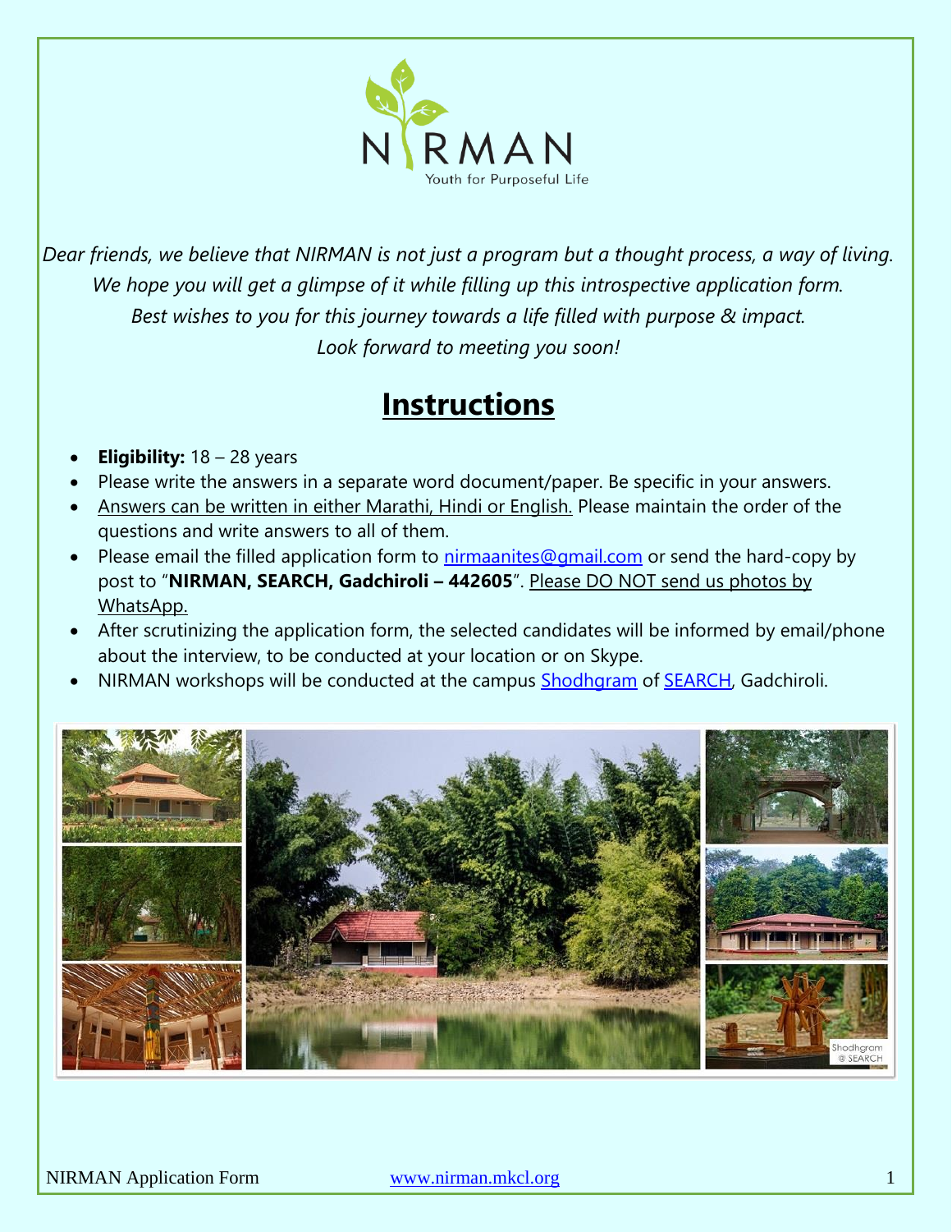NIRMAN

Youth for Purposeful Life

*Dear friends, we believe that NIRMAN is not just a program but a thought process, a way of living.*
*We hope you will get a glimpse of it while filling up this introspective application form.*
*Best wishes to you for this journey towards a life filled with purpose & impact.*
*Look forward to meeting you soon!*

# Instructions

- **Eligibility:** 18 – 28 years
- Please write the answers in a separate word document/paper. Be specific in your answers.
- Answers can be written in either Marathi, Hindi or English. Please maintain the order of the questions and write answers to all of them.
- Please email the filled application form to nirmaanites@gmail.com or send the hard-copy by post to "**NIRMAN, SEARCH, Gadchiroli – 442605**". Please DO NOT send us photos by WhatsApp.
- After scrutinizing the application form, the selected candidates will be informed by email/phone about the interview, to be conducted at your location or on Skype.
- NIRMAN workshops will be conducted at the campus Shodhgram of SEARCH, Gadchiroli.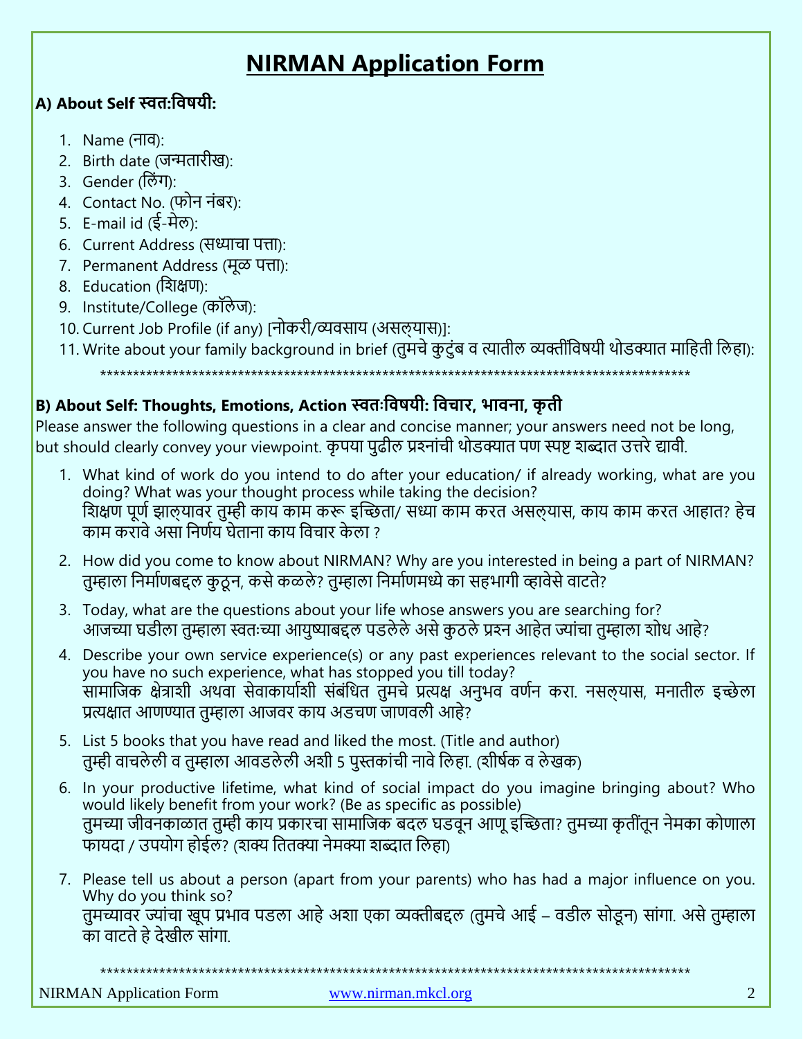# NIRMAN Application Form

### A) About Self स्वत:विषयी:

1. Name (नाव):
2. Birth date (जन्मतारीख):
3. Gender (लिंग):
4. Contact No. (फोन नंबर):
5. E-mail id (ई-मेल):
6. Current Address (सध्याचा पत्ता):
7. Permanent Address (मूळ पत्ता):
8. Education (शिक्षण):
9. Institute/College (कॉलेज):
10. Current Job Profile (if any) [नोकरी/व्यवसाय (असल्यास)]:
11. Write about your family background in brief (तुमचे कुटुंब व त्यातील व्यक्तींविषयी थोडक्यात माहिती लिहा):

********************************************************************************************

### B) About Self: Thoughts, Emotions, Action स्वतःविषयी: विचार, भावना, कृती

Please answer the following questions in a clear and concise manner; your answers need not be long, but should clearly convey your viewpoint. कृपया पुढील प्रश्नांची थोडक्यात पण स्पष्ट शब्दात उत्तरे द्यावी.

1. What kind of work do you intend to do after your education/ if already working, what are you doing? What was your thought process while taking the decision?
   शिक्षण पूर्ण झाल्यावर तुम्ही काय काम करू इच्छिता/ सध्या काम करत असल्यास, काय काम करत आहात? हेच काम करावे असा निर्णय घेताना काय विचार केला ?
2. How did you come to know about NIRMAN? Why are you interested in being a part of NIRMAN?
   तुम्हाला निर्माणबद्दल कुठून, कसे कळले? तुम्हाला निर्माणमध्ये का सहभागी व्हावेसे वाटते?
3. Today, what are the questions about your life whose answers you are searching for?
   आजच्या घडीला तुम्हाला स्वतःच्या आयुष्याबद्दल पडलेले असे कुठले प्रश्न आहेत ज्यांचा तुम्हाला शोध आहे?
4. Describe your own service experience(s) or any past experiences relevant to the social sector. If you have no such experience, what has stopped you till today?
   सामाजिक क्षेत्राशी अथवा सेवाकार्याशी संबंधित तुमचे प्रत्यक्ष अनुभव वर्णन करा. नसल्यास, मनातील इच्छेला प्रत्यक्षात आणण्यात तुम्हाला आजवर काय अडचण जाणवली आहे?
5. List 5 books that you have read and liked the most. (Title and author)
   तुम्ही वाचलेली व तुम्हाला आवडलेली अशी 5 पुस्तकांची नावे लिहा. (शीर्षक व लेखक)
6. In your productive lifetime, what kind of social impact do you imagine bringing about? Who would likely benefit from your work? (Be as specific as possible)
   तुमच्या जीवनकाळात तुम्ही काय प्रकारचा सामाजिक बदल घडवून आणू इच्छिता? तुमच्या कृतींतून नेमका कोणाला फायदा / उपयोग होईल? (शक्य तितक्या नेमक्या शब्दात लिहा)
7. Please tell us about a person (apart from your parents) who has had a major influence on you. Why do you think so?
   तुमच्यावर ज्यांचा खूप प्रभाव पडला आहे अशा एका व्यक्तीबद्दल (तुमचे आई – वडील सोडून) सांगा. असे तुम्हाला का वाटते हे देखील सांगा.

********************************************************************************************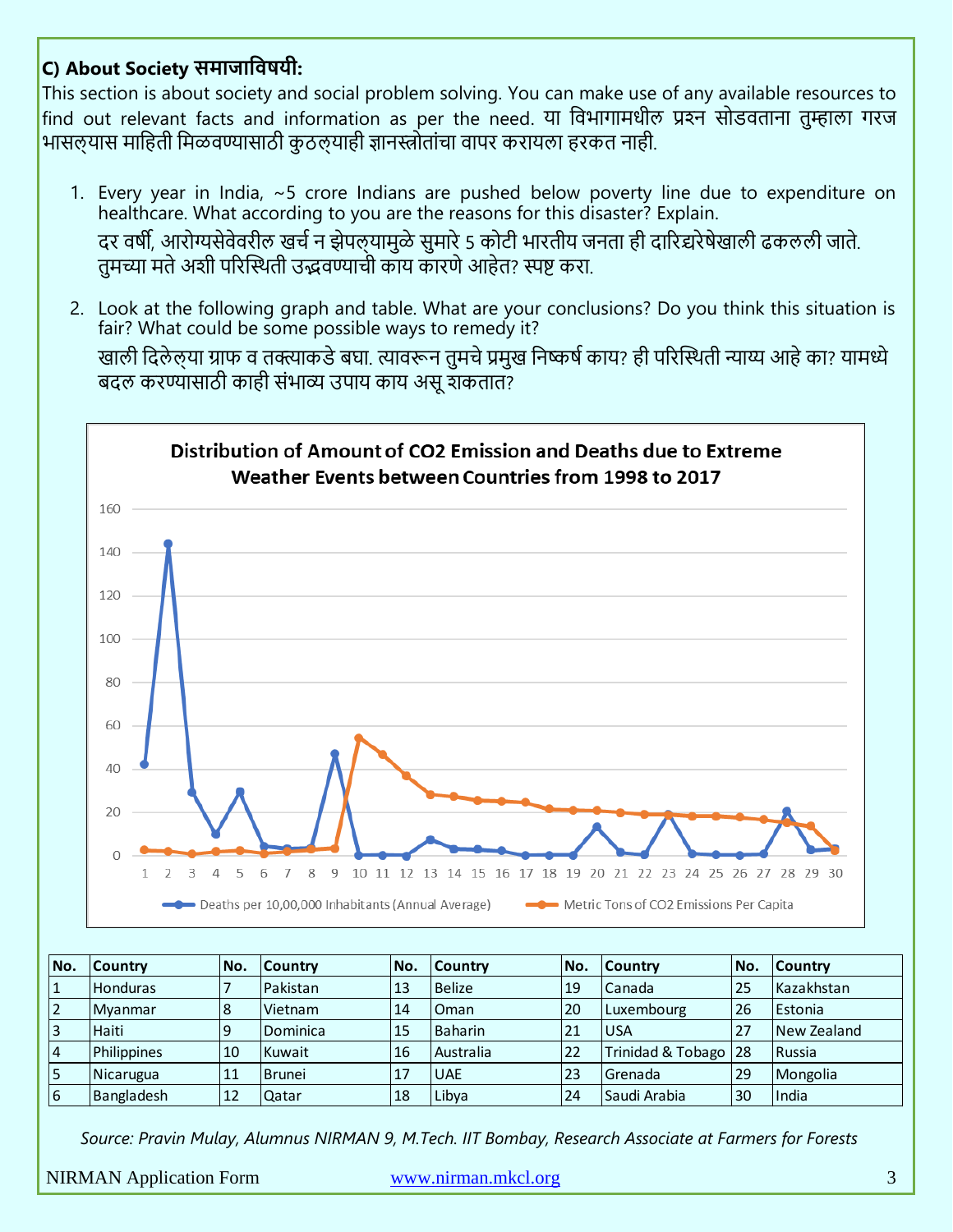### C) About Society समाजाविषयी:

This section is about society and social problem solving. You can make use of any available resources to find out relevant facts and information as per the need. या विभागामधील प्रश्न सोडवताना तुम्हाला गरज भासल्यास माहिती मिळवण्यासाठी कुठल्याही ज्ञानस्त्रोतांचा वापर करायला हरकत नाही.

1. Every year in India, ~5 crore Indians are pushed below poverty line due to expenditure on healthcare. What according to you are the reasons for this disaster? Explain.
   दर वर्षी, आरोग्यसेवेवरील खर्च न झेपल्यामुळे सुमारे 5 कोटी भारतीय जनता ही दारिद्र्यरेषेखाली ढकलली जाते. तुमच्या मते अशी परिस्थिती उद्भवण्याची काय कारणे आहेत? स्पष्ट करा.

2. Look at the following graph and table. What are your conclusions? Do you think this situation is fair? What could be some possible ways to remedy it?
   खाली दिलेल्या ग्राफ व तक्त्याकडे बघा. त्यावरून तुमचे प्रमुख निष्कर्ष काय? ही परिस्थिती न्याय्य आहे का? यामध्ये बदल करण्यासाठी काही संभाव्य उपाय काय असू शकतात?

**Distribution of Amount of $CO_2$ Emission and Deaths due to Extreme Weather Events between Countries from 1998 to 2017**

(Chart: Deaths per 10,00,000 Inhabitants (Annual Average); Metric Tons of $CO_2$ Emissions Per Capita — countries 1 to 30 on x-axis, y-axis 0 to 160)

| No. | Country | No. | Country | No. | Country | No. | Country | No. | Country |
|---|---|---|---|---|---|---|---|---|---|
| 1 | Honduras | 7 | Pakistan | 13 | Belize | 19 | Canada | 25 | Kazakhstan |
| 2 | Myanmar | 8 | Vietnam | 14 | Oman | 20 | Luxembourg | 26 | Estonia |
| 3 | Haiti | 9 | Dominica | 15 | Baharin | 21 | USA | 27 | New Zealand |
| 4 | Philippines | 10 | Kuwait | 16 | Australia | 22 | Trinidad & Tobago | 28 | Russia |
| 5 | Nicarugua | 11 | Brunei | 17 | UAE | 23 | Grenada | 29 | Mongolia |
| 6 | Bangladesh | 12 | Qatar | 18 | Libya | 24 | Saudi Arabia | 30 | India |

*Source: Pravin Mulay, Alumnus NIRMAN 9, M.Tech. IIT Bombay, Research Associate at Farmers for Forests*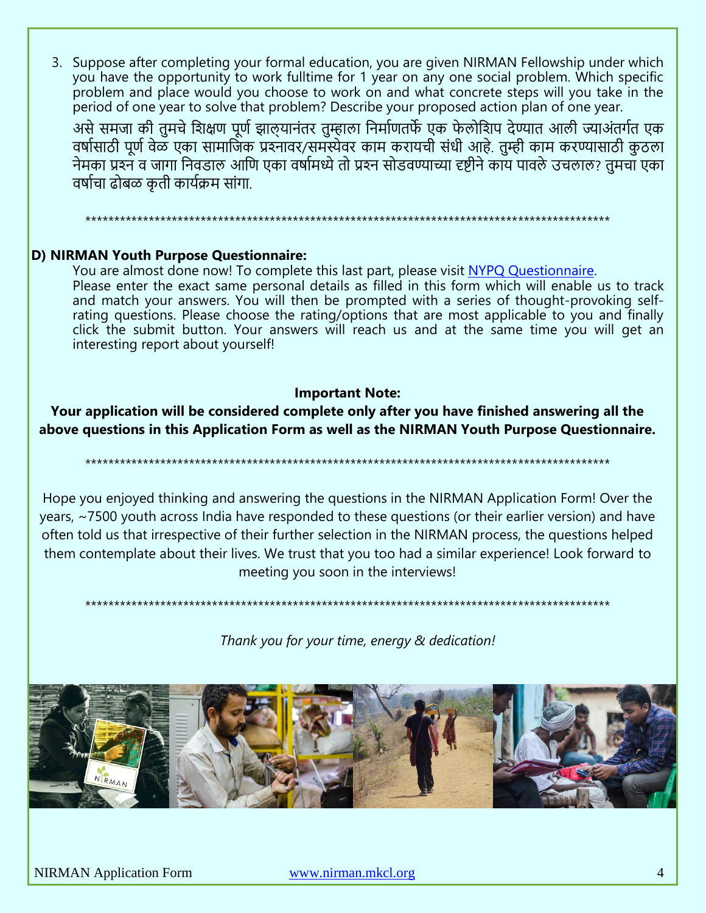3. Suppose after completing your formal education, you are given NIRMAN Fellowship under which you have the opportunity to work fulltime for 1 year on any one social problem. Which specific problem and place would you choose to work on and what concrete steps will you take in the period of one year to solve that problem? Describe your proposed action plan of one year.

   असे समजा की तुमचे शिक्षण पूर्ण झाल्यानंतर तुम्हाला निर्माणतर्फे एक फेलोशिप देण्यात आली ज्याअंतर्गत एक वर्षासाठी पूर्ण वेळ एका सामाजिक प्रश्नावर/समस्येवर काम करायची संधी आहे. तुम्ही काम करण्यासाठी कुठला नेमका प्रश्न व जागा निवडाल आणि एका वर्षामध्ये तो प्रश्न सोडवण्याच्या दृष्टीने काय पावले उचलाल? तुमचा एका वर्षाचा ढोबळ कृती कार्यक्रम सांगा.

*******************************************************************************************

**D) NIRMAN Youth Purpose Questionnaire:**

You are almost done now! To complete this last part, please visit NYPQ Questionnaire.
Please enter the exact same personal details as filled in this form which will enable us to track and match your answers. You will then be prompted with a series of thought-provoking self-rating questions. Please choose the rating/options that are most applicable to you and finally click the submit button. Your answers will reach us and at the same time you will get an interesting report about yourself!

**Important Note:**

**Your application will be considered complete only after you have finished answering all the above questions in this Application Form as well as the NIRMAN Youth Purpose Questionnaire.**

*******************************************************************************************

Hope you enjoyed thinking and answering the questions in the NIRMAN Application Form! Over the years, ~7500 youth across India have responded to these questions (or their earlier version) and have often told us that irrespective of their further selection in the NIRMAN process, the questions helped them contemplate about their lives. We trust that you too had a similar experience! Look forward to meeting you soon in the interviews!

*******************************************************************************************

*Thank you for your time, energy & dedication!*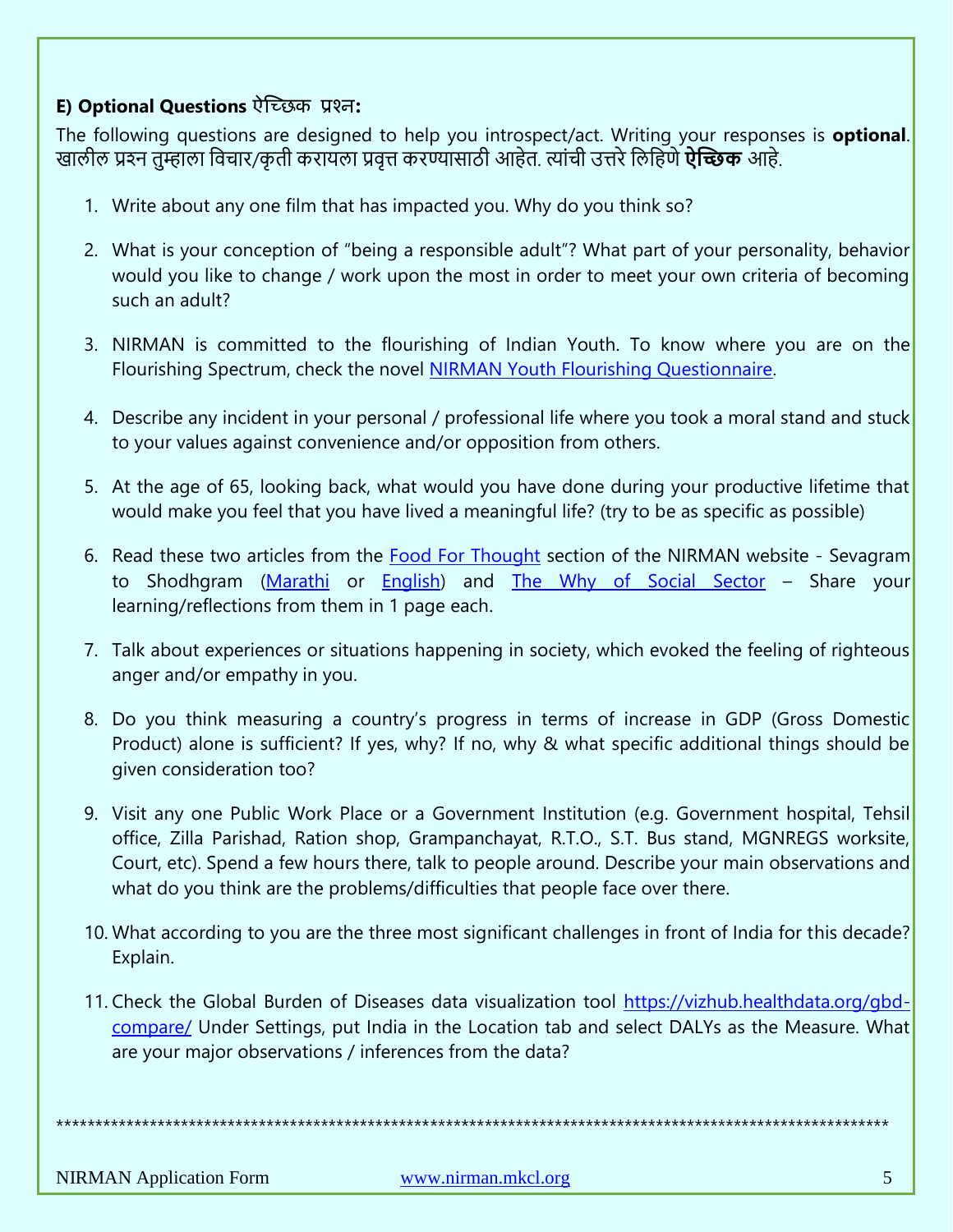**E) Optional Questions ऐच्छिक प्रश्न:**

The following questions are designed to help you introspect/act. Writing your responses is **optional**. खालील प्रश्न तुम्हाला विचार/कृती करायला प्रवृत्त करण्यासाठी आहेत. त्यांची उत्तरे लिहिणे **ऐच्छिक** आहे.

1. Write about any one film that has impacted you. Why do you think so?

2. What is your conception of "being a responsible adult"? What part of your personality, behavior would you like to change / work upon the most in order to meet your own criteria of becoming such an adult?

3. NIRMAN is committed to the flourishing of Indian Youth. To know where you are on the Flourishing Spectrum, check the novel NIRMAN Youth Flourishing Questionnaire.

4. Describe any incident in your personal / professional life where you took a moral stand and stuck to your values against convenience and/or opposition from others.

5. At the age of 65, looking back, what would you have done during your productive lifetime that would make you feel that you have lived a meaningful life? (try to be as specific as possible)

6. Read these two articles from the Food For Thought section of the NIRMAN website - Sevagram to Shodhgram (Marathi or English) and The Why of Social Sector – Share your learning/reflections from them in 1 page each.

7. Talk about experiences or situations happening in society, which evoked the feeling of righteous anger and/or empathy in you.

8. Do you think measuring a country's progress in terms of increase in GDP (Gross Domestic Product) alone is sufficient? If yes, why? If no, why & what specific additional things should be given consideration too?

9. Visit any one Public Work Place or a Government Institution (e.g. Government hospital, Tehsil office, Zilla Parishad, Ration shop, Grampanchayat, R.T.O., S.T. Bus stand, MGNREGS worksite, Court, etc). Spend a few hours there, talk to people around. Describe your main observations and what do you think are the problems/difficulties that people face over there.

10. What according to you are the three most significant challenges in front of India for this decade? Explain.

11. Check the Global Burden of Diseases data visualization tool https://vizhub.healthdata.org/gbd-compare/ Under Settings, put India in the Location tab and select DALYs as the Measure. What are your major observations / inferences from the data?

*****************************************************************************************************